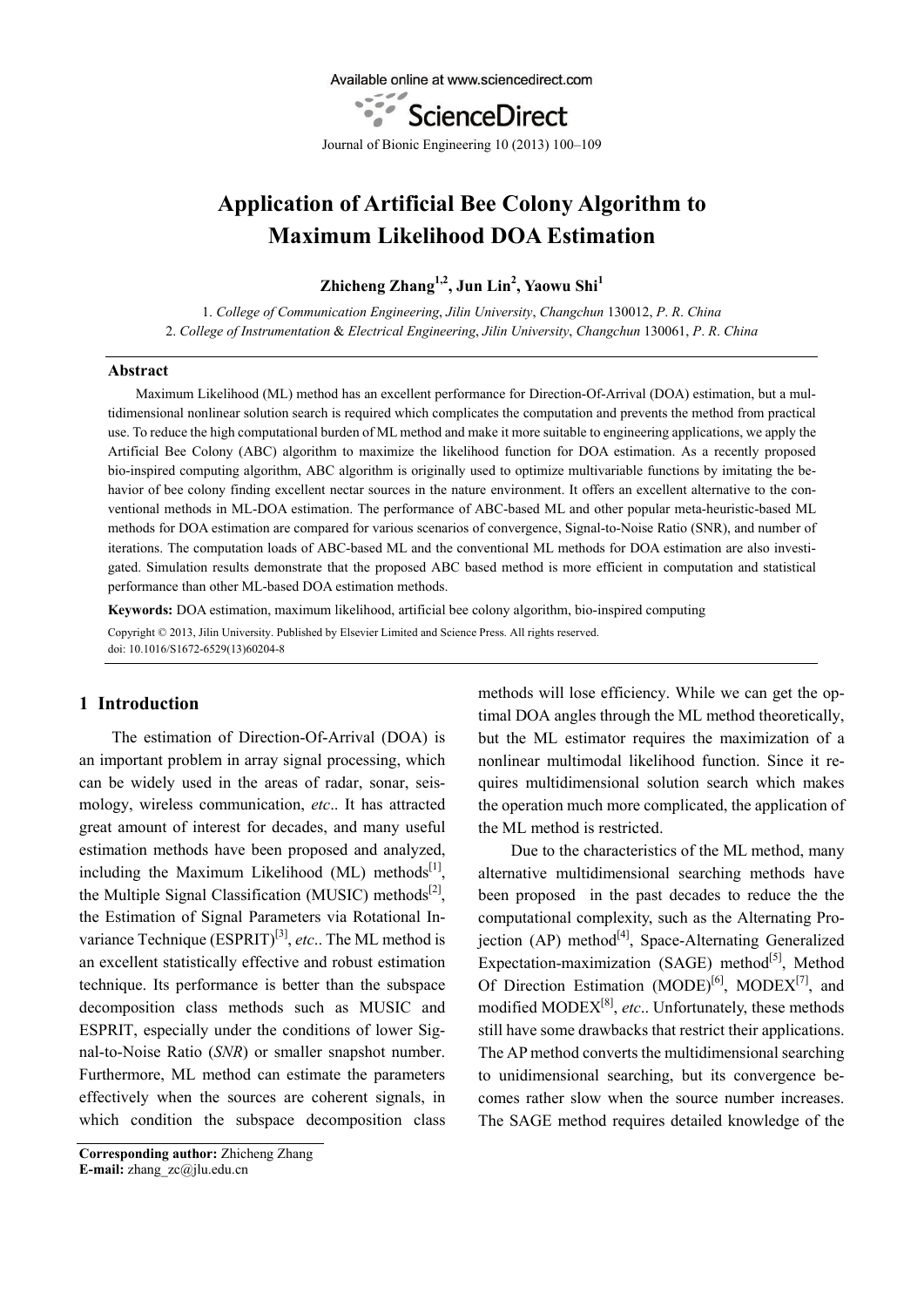Available online at www.sciencedirect.com

ScienceDirect

# Application of Artificial Bee Colony Algorithm to Maximum Likelihood DOA Estimation

**Zhicheng Zhang[1,2], Jun Lin[2], Yaowu Shi[1]**

1. *College of Communication Engineering*, *Jilin University*, *Changchun* 130012, *P*. *R*. *China*
2. *College of Instrumentation* & *Electrical Engineering*, *Jilin University*, *Changchun* 130061, *P*. *R*. *China*

## Abstract

Maximum Likelihood (ML) method has an excellent performance for Direction-Of-Arrival (DOA) estimation, but a multidimensional nonlinear solution search is required which complicates the computation and prevents the method from practical use. To reduce the high computational burden of ML method and make it more suitable to engineering applications, we apply the Artificial Bee Colony (ABC) algorithm to maximize the likelihood function for DOA estimation. As a recently proposed bio-inspired computing algorithm, ABC algorithm is originally used to optimize multivariable functions by imitating the behavior of bee colony finding excellent nectar sources in the nature environment. It offers an excellent alternative to the conventional methods in ML-DOA estimation. The performance of ABC-based ML and other popular meta-heuristic-based ML methods for DOA estimation are compared for various scenarios of convergence, Signal-to-Noise Ratio (SNR), and number of iterations. The computation loads of ABC-based ML and the conventional ML methods for DOA estimation are also investigated. Simulation results demonstrate that the proposed ABC based method is more efficient in computation and statistical performance than other ML-based DOA estimation methods.

**Keywords:** DOA estimation, maximum likelihood, artificial bee colony algorithm, bio-inspired computing

Copyright © 2013, Jilin University. Published by Elsevier Limited and Science Press. All rights reserved.
doi: 10.1016/S1672-6529(13)60204-8

## 1 Introduction

The estimation of Direction-Of-Arrival (DOA) is an important problem in array signal processing, which can be widely used in the areas of radar, sonar, seismology, wireless communication, *etc*.. It has attracted great amount of interest for decades, and many useful estimation methods have been proposed and analyzed, including the Maximum Likelihood (ML) methods[1], the Multiple Signal Classification (MUSIC) methods[2], the Estimation of Signal Parameters via Rotational Invariance Technique (ESPRIT)[3], *etc*.. The ML method is an excellent statistically effective and robust estimation technique. Its performance is better than the subspace decomposition class methods such as MUSIC and ESPRIT, especially under the conditions of lower Signal-to-Noise Ratio (*SNR*) or smaller snapshot number. Furthermore, ML method can estimate the parameters effectively when the sources are coherent signals, in which condition the subspace decomposition class methods will lose efficiency. While we can get the optimal DOA angles through the ML method theoretically, but the ML estimator requires the maximization of a nonlinear multimodal likelihood function. Since it requires multidimensional solution search which makes the operation much more complicated, the application of the ML method is restricted.

Due to the characteristics of the ML method, many alternative multidimensional searching methods have been proposed in the past decades to reduce the the computational complexity, such as the Alternating Projection (AP) method[4], Space-Alternating Generalized Expectation-maximization (SAGE) method[5], Method Of Direction Estimation (MODE)[6], MODEX[7], and modified MODEX[8], *etc*.. Unfortunately, these methods still have some drawbacks that restrict their applications. The AP method converts the multidimensional searching to unidimensional searching, but its convergence becomes rather slow when the source number increases. The SAGE method requires detailed knowledge of the

**Corresponding author:** Zhicheng Zhang
**E-mail:** zhang_zc@jlu.edu.cn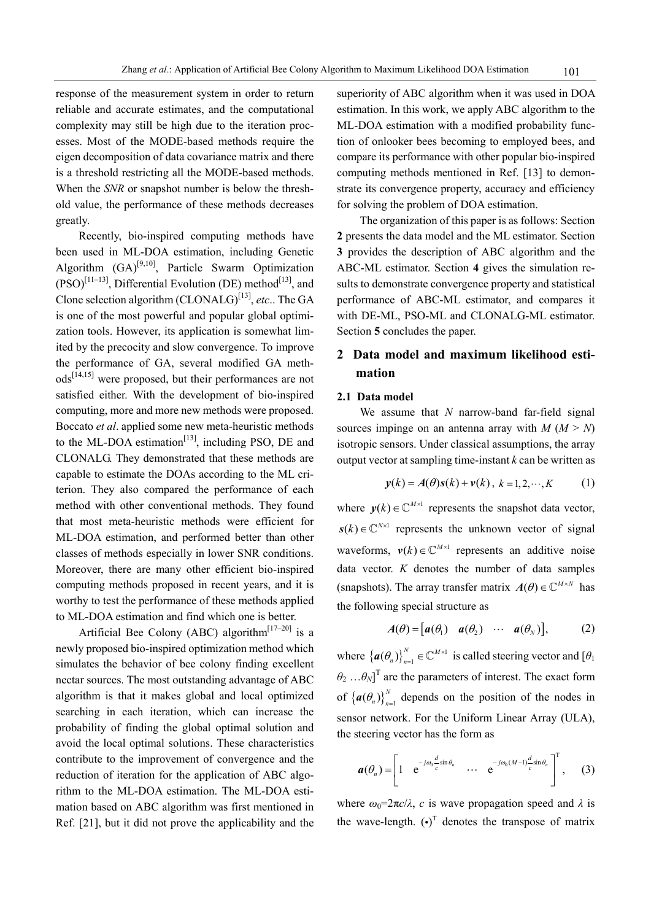response of the measurement system in order to return reliable and accurate estimates, and the computational complexity may still be high due to the iteration processes. Most of the MODE-based methods require the eigen decomposition of data covariance matrix and there is a threshold restricting all the MODE-based methods. When the *SNR* or snapshot number is below the threshold value, the performance of these methods decreases greatly.

Recently, bio-inspired computing methods have been used in ML-DOA estimation, including Genetic Algorithm (GA)[9,10], Particle Swarm Optimization (PSO)[11–13], Differential Evolution (DE) method[13], and Clone selection algorithm (CLONALG)[13], *etc*.. The GA is one of the most powerful and popular global optimization tools. However, its application is somewhat limited by the precocity and slow convergence. To improve the performance of GA, several modified GA methods[14,15] were proposed, but their performances are not satisfied either. With the development of bio-inspired computing, more and more new methods were proposed. Boccato *et al*. applied some new meta-heuristic methods to the ML-DOA estimation[13], including PSO, DE and CLONALG. They demonstrated that these methods are capable to estimate the DOAs according to the ML criterion. They also compared the performance of each method with other conventional methods. They found that most meta-heuristic methods were efficient for ML-DOA estimation, and performed better than other classes of methods especially in lower SNR conditions. Moreover, there are many other efficient bio-inspired computing methods proposed in recent years, and it is worthy to test the performance of these methods applied to ML-DOA estimation and find which one is better.

Artificial Bee Colony (ABC) algorithm[17–20] is a newly proposed bio-inspired optimization method which simulates the behavior of bee colony finding excellent nectar sources. The most outstanding advantage of ABC algorithm is that it makes global and local optimized searching in each iteration, which can increase the probability of finding the global optimal solution and avoid the local optimal solutions. These characteristics contribute to the improvement of convergence and the reduction of iteration for the application of ABC algorithm to the ML-DOA estimation. The ML-DOA estimation based on ABC algorithm was first mentioned in Ref. [21], but it did not prove the applicability and the superiority of ABC algorithm when it was used in DOA estimation. In this work, we apply ABC algorithm to the ML-DOA estimation with a modified probability function of onlooker bees becoming to employed bees, and compare its performance with other popular bio-inspired computing methods mentioned in Ref. [13] to demonstrate its convergence property, accuracy and efficiency for solving the problem of DOA estimation.

The organization of this paper is as follows: Section **2** presents the data model and the ML estimator. Section **3** provides the description of ABC algorithm and the ABC-ML estimator. Section **4** gives the simulation results to demonstrate convergence property and statistical performance of ABC-ML estimator, and compares it with DE-ML, PSO-ML and CLONALG-ML estimator. Section **5** concludes the paper.

## 2 Data model and maximum likelihood estimation

### 2.1 Data model

We assume that $N$ narrow-band far-field signal sources impinge on an antenna array with $M$ ($M > N$) isotropic sensors. Under classical assumptions, the array output vector at sampling time-instant $k$ can be written as

$$\boldsymbol{y}(k) = \boldsymbol{A}(\theta)\boldsymbol{s}(k) + \boldsymbol{v}(k),\ k = 1, 2, \cdots, K \tag{1}$$

where $\boldsymbol{y}(k) \in \mathbb{C}^{M\times 1}$ represents the snapshot data vector, $\boldsymbol{s}(k) \in \mathbb{C}^{N\times 1}$ represents the unknown vector of signal waveforms, $\boldsymbol{v}(k) \in \mathbb{C}^{M\times 1}$ represents an additive noise data vector. $K$ denotes the number of data samples (snapshots). The array transfer matrix $\boldsymbol{A}(\theta) \in \mathbb{C}^{M\times N}$ has the following special structure as

$$\boldsymbol{A}(\theta) = \left[\boldsymbol{a}(\theta_1) \quad \boldsymbol{a}(\theta_2) \quad \cdots \quad \boldsymbol{a}(\theta_N)\right], \tag{2}$$

where $\left\{\boldsymbol{a}(\theta_n)\right\}_{n=1}^{N} \in \mathbb{C}^{M\times 1}$ is called steering vector and $[\theta_1\ \theta_2 \ldots \theta_N]^{\mathrm{T}}$ are the parameters of interest. The exact form of $\left\{\boldsymbol{a}(\theta_n)\right\}_{n=1}^{N}$ depends on the position of the nodes in sensor network. For the Uniform Linear Array (ULA), the steering vector has the form as

$$\boldsymbol{a}(\theta_n) = \left[1 \quad \mathrm{e}^{-j\omega_0\frac{d}{c}\sin\theta_n} \quad \cdots \quad \mathrm{e}^{-j\omega_0(M-1)\frac{d}{c}\sin\theta_n}\right]^{\mathrm{T}}, \tag{3}$$

where $\omega_0=2\pi c/\lambda$, $c$ is wave propagation speed and $\lambda$ is the wave-length. $(\bullet)^{\mathrm{T}}$ denotes the transpose of matrix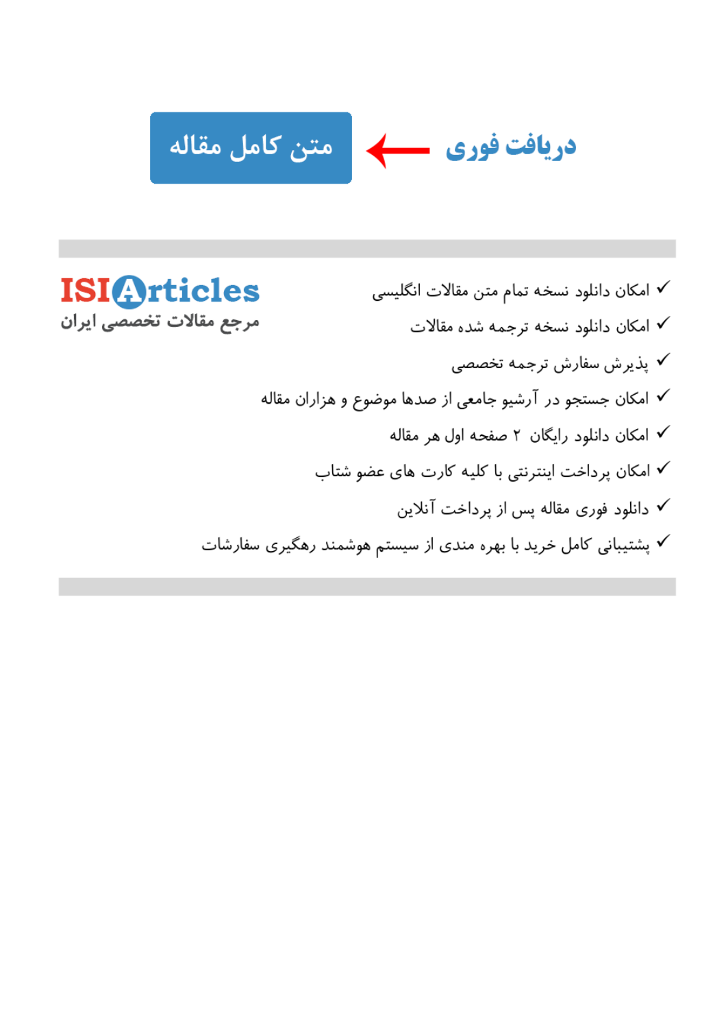دریافت فوری ← **متن کامل مقاله**

**ISIArticles**
مرجع مقالات تخصصی ایران

- ✓ امکان دانلود نسخه تمام متن مقالات انگلیسی
- ✓ امکان دانلود نسخه ترجمه شده مقالات
- ✓ پذیرش سفارش ترجمه تخصصی
- ✓ امکان جستجو در آرشیو جامعی از صدها موضوع و هزاران مقاله
- ✓ امکان دانلود رایگان ۲ صفحه اول هر مقاله
- ✓ امکان پرداخت اینترنتی با کلیه کارت های عضو شتاب
- ✓ دانلود فوری مقاله پس از پرداخت آنلاین
- ✓ پشتیبانی کامل خرید با بهره مندی از سیستم هوشمند رهگیری سفارشات